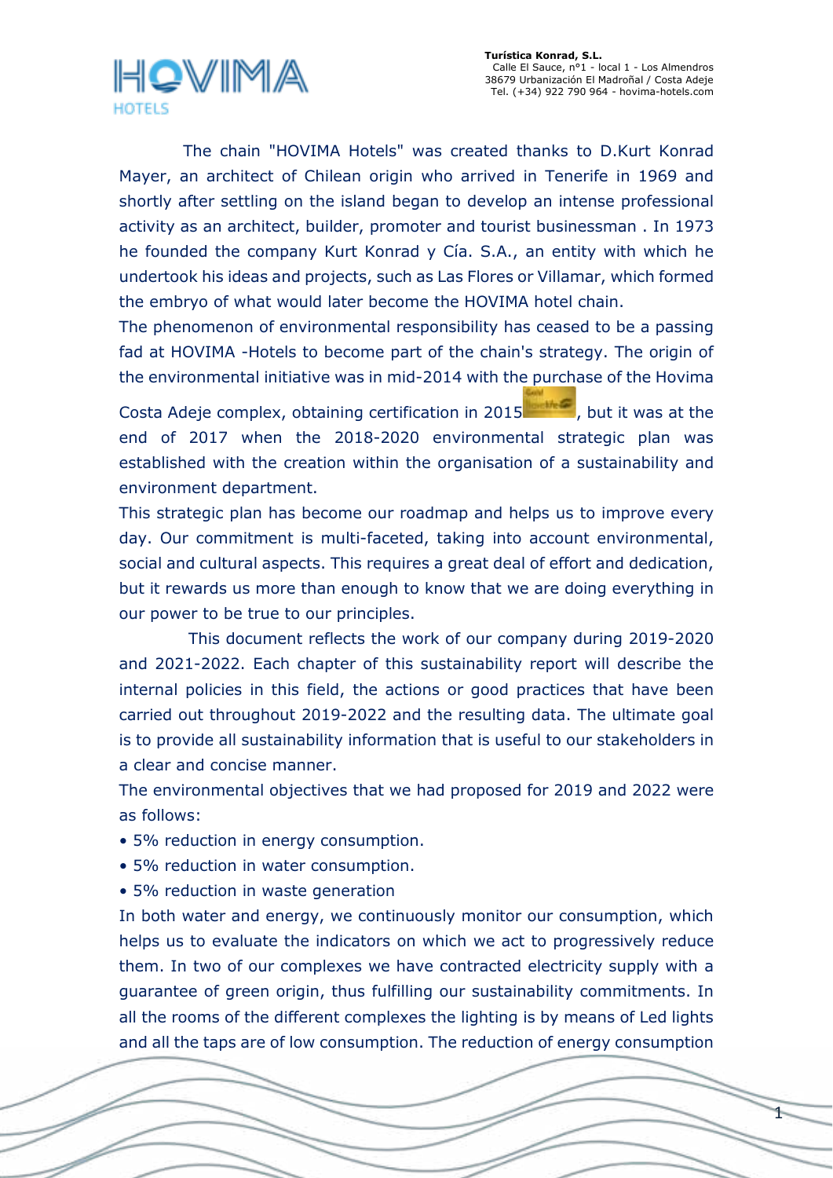**Turística Konrad, S.L.**
Calle El Sauce, nº1 - local 1 - Los Almendros
38679 Urbanización El Madroñal / Costa Adeje
Tel. (+34) 922 790 964 - hovima-hotels.com

The chain "HOVIMA Hotels" was created thanks to D.Kurt Konrad Mayer, an architect of Chilean origin who arrived in Tenerife in 1969 and shortly after settling on the island began to develop an intense professional activity as an architect, builder, promoter and tourist businessman . In 1973 he founded the company Kurt Konrad y Cía. S.A., an entity with which he undertook his ideas and projects, such as Las Flores or Villamar, which formed the embryo of what would later become the HOVIMA hotel chain.

The phenomenon of environmental responsibility has ceased to be a passing fad at HOVIMA -Hotels to become part of the chain's strategy. The origin of the environmental initiative was in mid-2014 with the purchase of the Hovima Costa Adeje complex, obtaining certification in 2015, but it was at the end of 2017 when the 2018-2020 environmental strategic plan was established with the creation within the organisation of a sustainability and environment department.

This strategic plan has become our roadmap and helps us to improve every day. Our commitment is multi-faceted, taking into account environmental, social and cultural aspects. This requires a great deal of effort and dedication, but it rewards us more than enough to know that we are doing everything in our power to be true to our principles.

This document reflects the work of our company during 2019-2020 and 2021-2022. Each chapter of this sustainability report will describe the internal policies in this field, the actions or good practices that have been carried out throughout 2019-2022 and the resulting data. The ultimate goal is to provide all sustainability information that is useful to our stakeholders in a clear and concise manner.

The environmental objectives that we had proposed for 2019 and 2022 were as follows:

- 5% reduction in energy consumption.
- 5% reduction in water consumption.
- 5% reduction in waste generation

In both water and energy, we continuously monitor our consumption, which helps us to evaluate the indicators on which we act to progressively reduce them. In two of our complexes we have contracted electricity supply with a guarantee of green origin, thus fulfilling our sustainability commitments. In all the rooms of the different complexes the lighting is by means of Led lights and all the taps are of low consumption. The reduction of energy consumption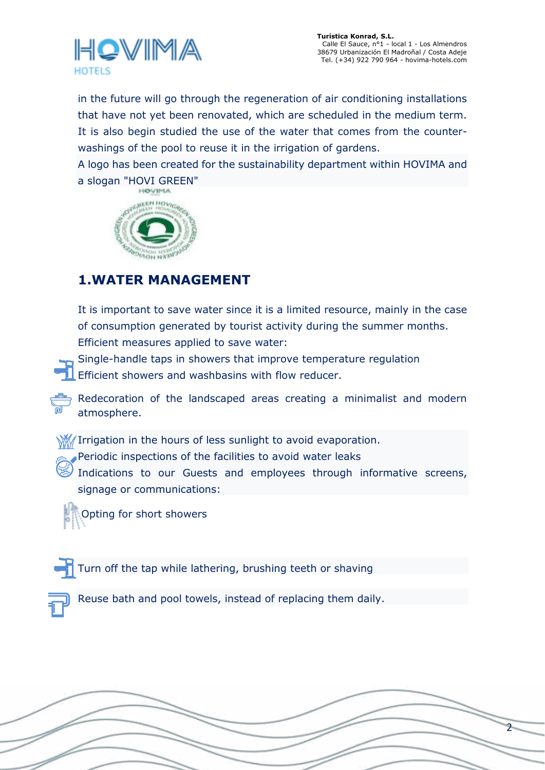in the future will go through the regeneration of air conditioning installations that have not yet been renovated, which are scheduled in the medium term. It is also begin studied the use of the water that comes from the counter-washings of the pool to reuse it in the irrigation of gardens.

A logo has been created for the sustainability department within HOVIMA and a slogan "HOVI GREEN"

## 1.WATER MANAGEMENT

It is important to save water since it is a limited resource, mainly in the case of consumption generated by tourist activity during the summer months.

Efficient measures applied to save water:

- Single-handle taps in showers that improve temperature regulation
- Efficient showers and washbasins with flow reducer.
- Redecoration of the landscaped areas creating a minimalist and modern atmosphere.
- Irrigation in the hours of less sunlight to avoid evaporation.
- Periodic inspections of the facilities to avoid water leaks
- Indications to our Guests and employees through informative screens, signage or communications:
  - Opting for short showers
  - Turn off the tap while lathering, brushing teeth or shaving
  - Reuse bath and pool towels, instead of replacing them daily.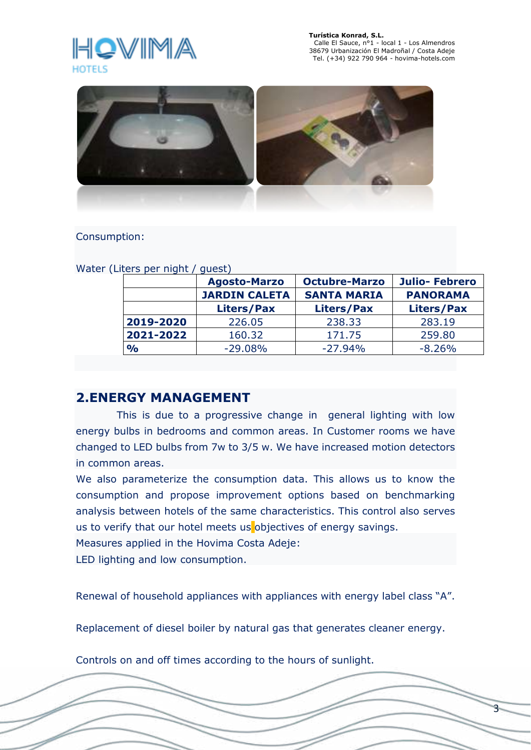Consumption:

Water (Liters per night / guest)

| | Agosto-Marzo | Octubre-Marzo | Julio- Febrero |
|---|---|---|---|
| | **JARDIN CALETA** | **SANTA MARIA** | **PANORAMA** |
| | **Liters/Pax** | **Liters/Pax** | **Liters/Pax** |
| **2019-2020** | 226.05 | 238.33 | 283.19 |
| **2021-2022** | 160.32 | 171.75 | 259.80 |
| **%** | -29.08% | -27.94% | -8.26% |

## 2.ENERGY MANAGEMENT

This is due to a progressive change in general lighting with low energy bulbs in bedrooms and common areas. In Customer rooms we have changed to LED bulbs from 7w to 3/5 w. We have increased motion detectors in common areas.

We also parameterize the consumption data. This allows us to know the consumption and propose improvement options based on benchmarking analysis between hotels of the same characteristics. This control also serves us to verify that our hotel meets us objectives of energy savings.

Measures applied in the Hovima Costa Adeje:

LED lighting and low consumption.

Renewal of household appliances with appliances with energy label class "A".

Replacement of diesel boiler by natural gas that generates cleaner energy.

Controls on and off times according to the hours of sunlight.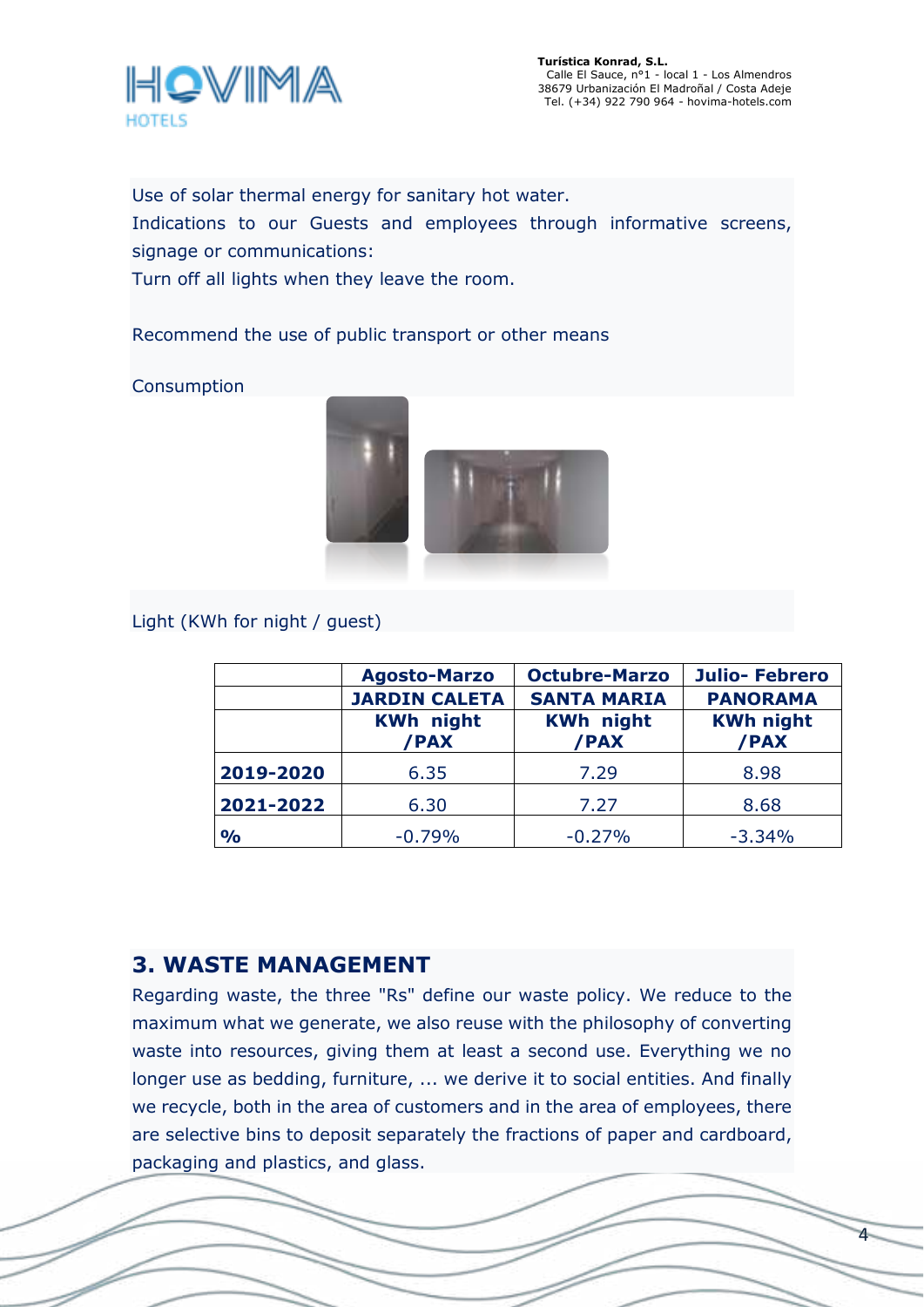Use of solar thermal energy for sanitary hot water.

Indications to our Guests and employees through informative screens, signage or communications:

Turn off all lights when they leave the room.

Recommend the use of public transport or other means

Consumption

Light (KWh for night / guest)

| | Agosto-Marzo | Octubre-Marzo | Julio- Febrero |
|---|---|---|---|
| | **JARDIN CALETA** | **SANTA MARIA** | **PANORAMA** |
| | **KWh night /PAX** | **KWh night /PAX** | **KWh night /PAX** |
| **2019-2020** | 6.35 | 7.29 | 8.98 |
| **2021-2022** | 6.30 | 7.27 | 8.68 |
| **%** | -0.79% | -0.27% | -3.34% |

## 3. WASTE MANAGEMENT

Regarding waste, the three "Rs" define our waste policy. We reduce to the maximum what we generate, we also reuse with the philosophy of converting waste into resources, giving them at least a second use. Everything we no longer use as bedding, furniture, ... we derive it to social entities. And finally we recycle, both in the area of customers and in the area of employees, there are selective bins to deposit separately the fractions of paper and cardboard, packaging and plastics, and glass.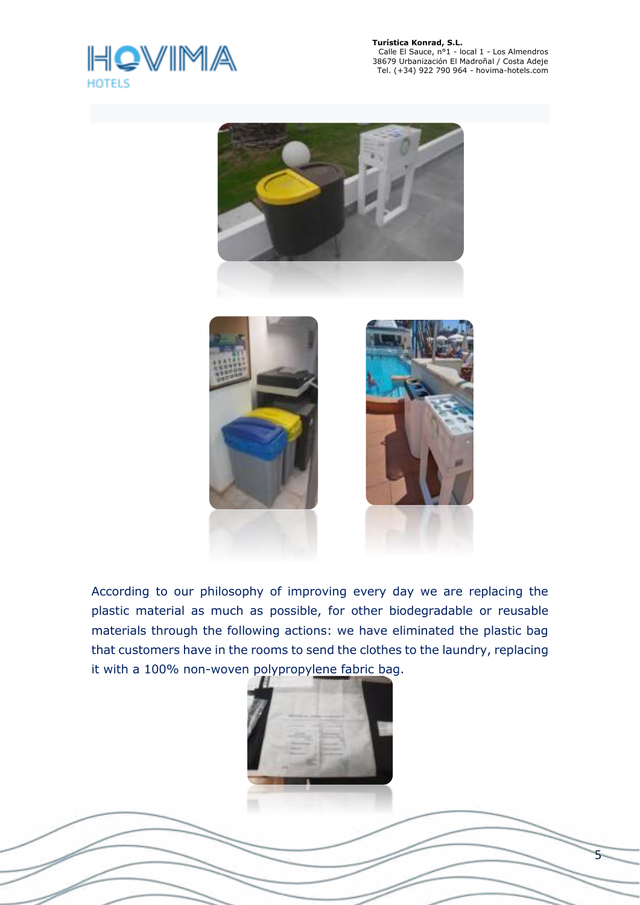According to our philosophy of improving every day we are replacing the plastic material as much as possible, for other biodegradable or reusable materials through the following actions: we have eliminated the plastic bag that customers have in the rooms to send the clothes to the laundry, replacing it with a 100% non-woven polypropylene fabric bag.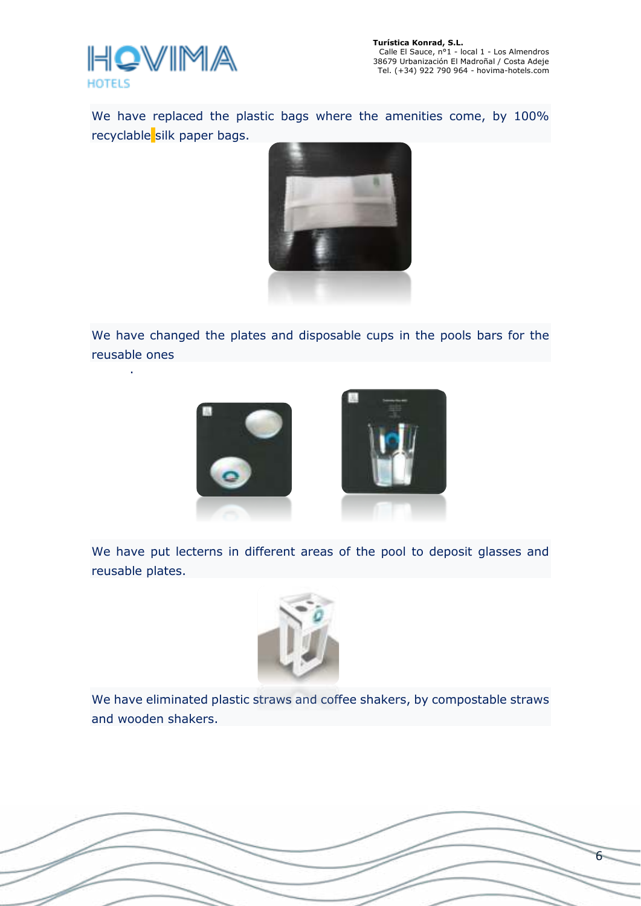We have replaced the plastic bags where the amenities come, by 100% recyclable silk paper bags.

We have changed the plates and disposable cups in the pools bars for the reusable ones

.

We have put lecterns in different areas of the pool to deposit glasses and reusable plates.

We have eliminated plastic straws and coffee shakers, by compostable straws and wooden shakers.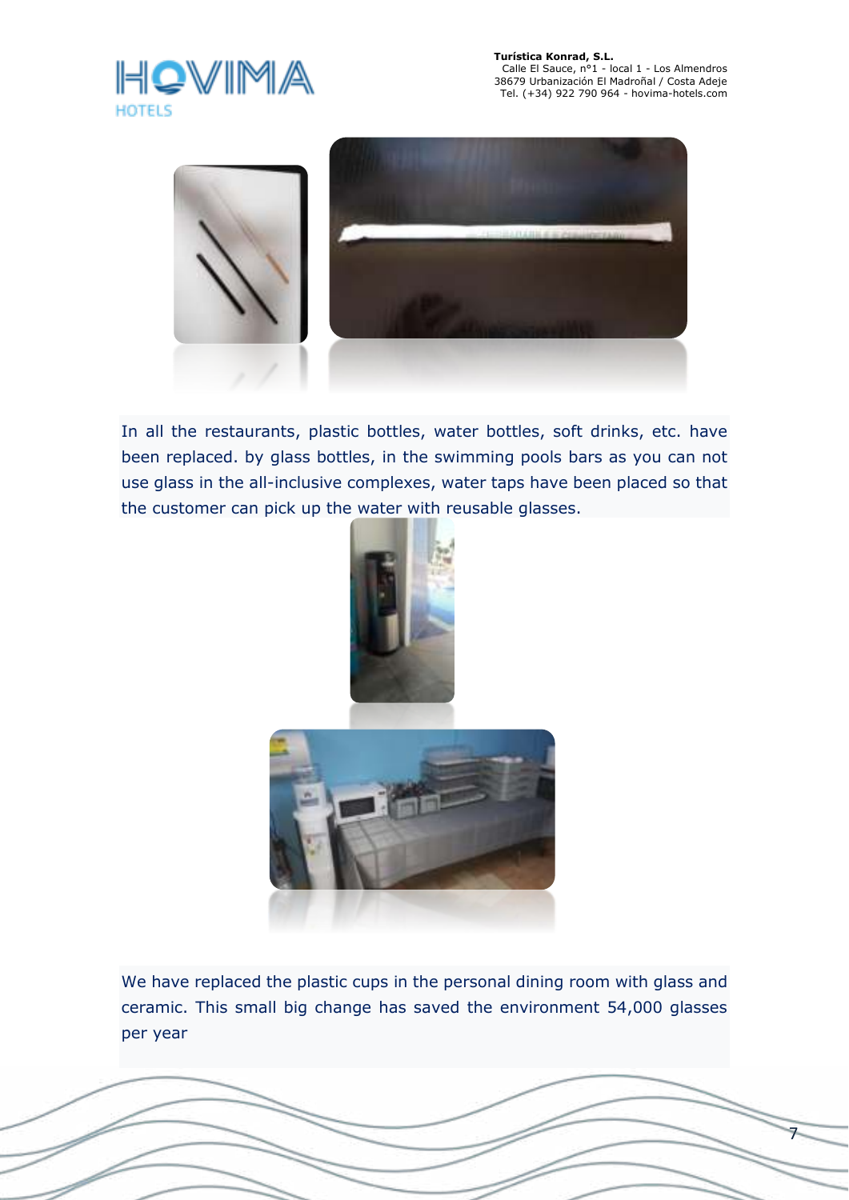In all the restaurants, plastic bottles, water bottles, soft drinks, etc. have been replaced. by glass bottles, in the swimming pools bars as you can not use glass in the all-inclusive complexes, water taps have been placed so that the customer can pick up the water with reusable glasses.

We have replaced the plastic cups in the personal dining room with glass and ceramic. This small big change has saved the environment 54,000 glasses per year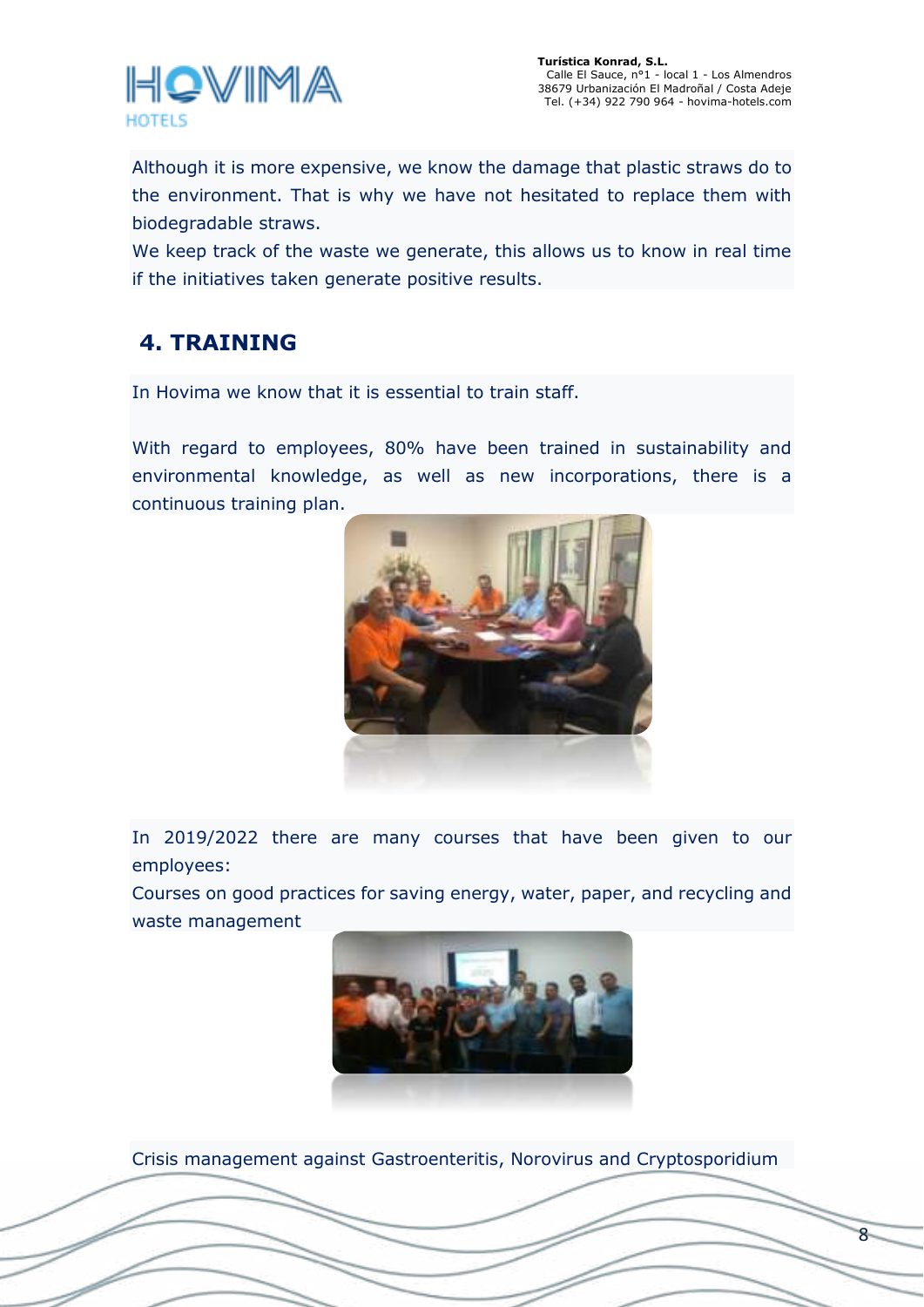Although it is more expensive, we know the damage that plastic straws do to the environment. That is why we have not hesitated to replace them with biodegradable straws.

We keep track of the waste we generate, this allows us to know in real time if the initiatives taken generate positive results.

## 4. TRAINING

In Hovima we know that it is essential to train staff.

With regard to employees, 80% have been trained in sustainability and environmental knowledge, as well as new incorporations, there is a continuous training plan.

In 2019/2022 there are many courses that have been given to our employees:

Courses on good practices for saving energy, water, paper, and recycling and waste management

Crisis management against Gastroenteritis, Norovirus and Cryptosporidium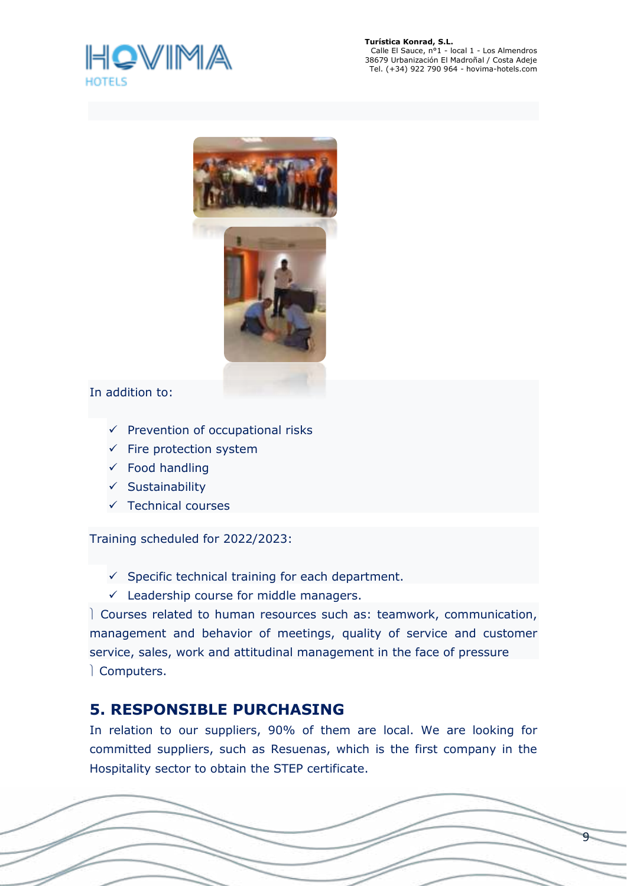In addition to:

- ✓ Prevention of occupational risks
- ✓ Fire protection system
- ✓ Food handling
- ✓ Sustainability
- ✓ Technical courses

Training scheduled for 2022/2023:

- ✓ Specific technical training for each department.
- ✓ Leadership course for middle managers.

 Courses related to human resources such as: teamwork, communication, management and behavior of meetings, quality of service and customer service, sales, work and attitudinal management in the face of pressure
 Computers.

## 5. RESPONSIBLE PURCHASING

In relation to our suppliers, 90% of them are local. We are looking for committed suppliers, such as Resuenas, which is the first company in the Hospitality sector to obtain the STEP certificate.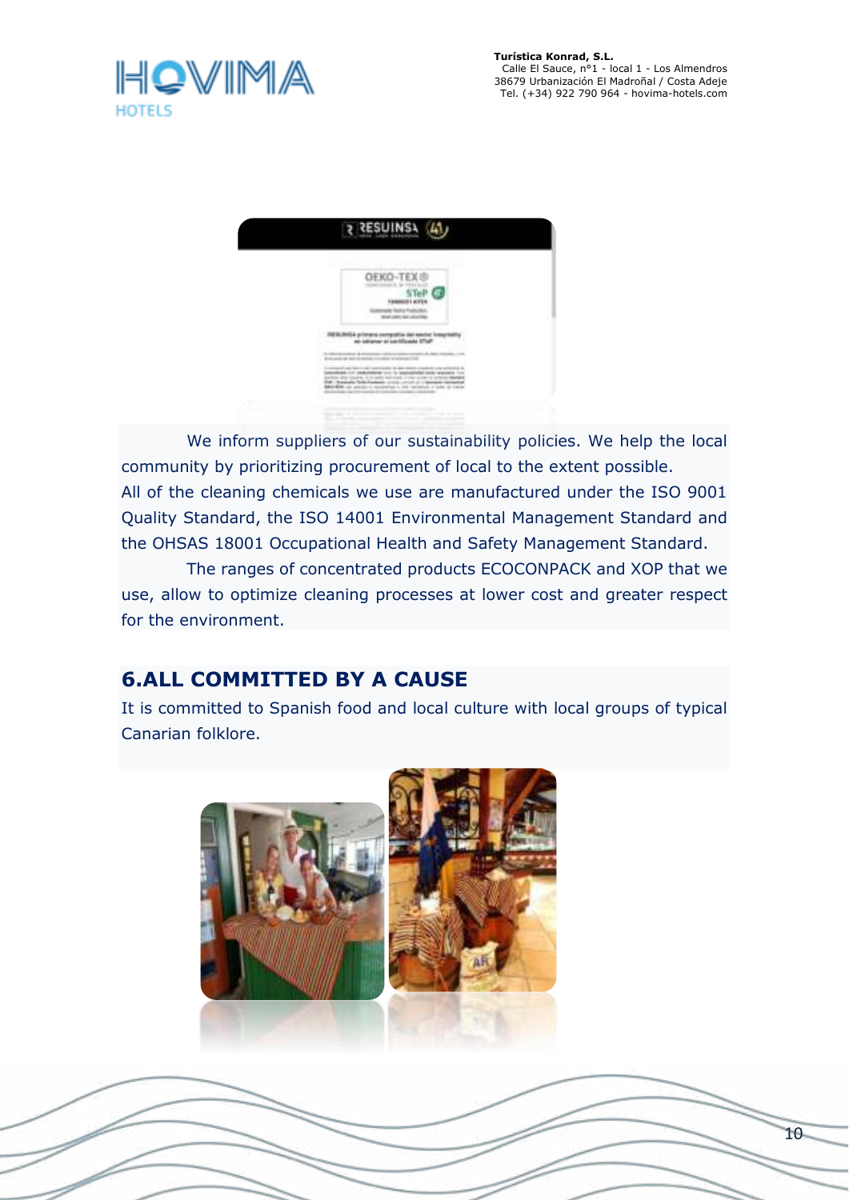We inform suppliers of our sustainability policies. We help the local community by prioritizing procurement of local to the extent possible.
All of the cleaning chemicals we use are manufactured under the ISO 9001 Quality Standard, the ISO 14001 Environmental Management Standard and the OHSAS 18001 Occupational Health and Safety Management Standard.

The ranges of concentrated products ECOCONPACK and XOP that we use, allow to optimize cleaning processes at lower cost and greater respect for the environment.

## 6.ALL COMMITTED BY A CAUSE

It is committed to Spanish food and local culture with local groups of typical Canarian folklore.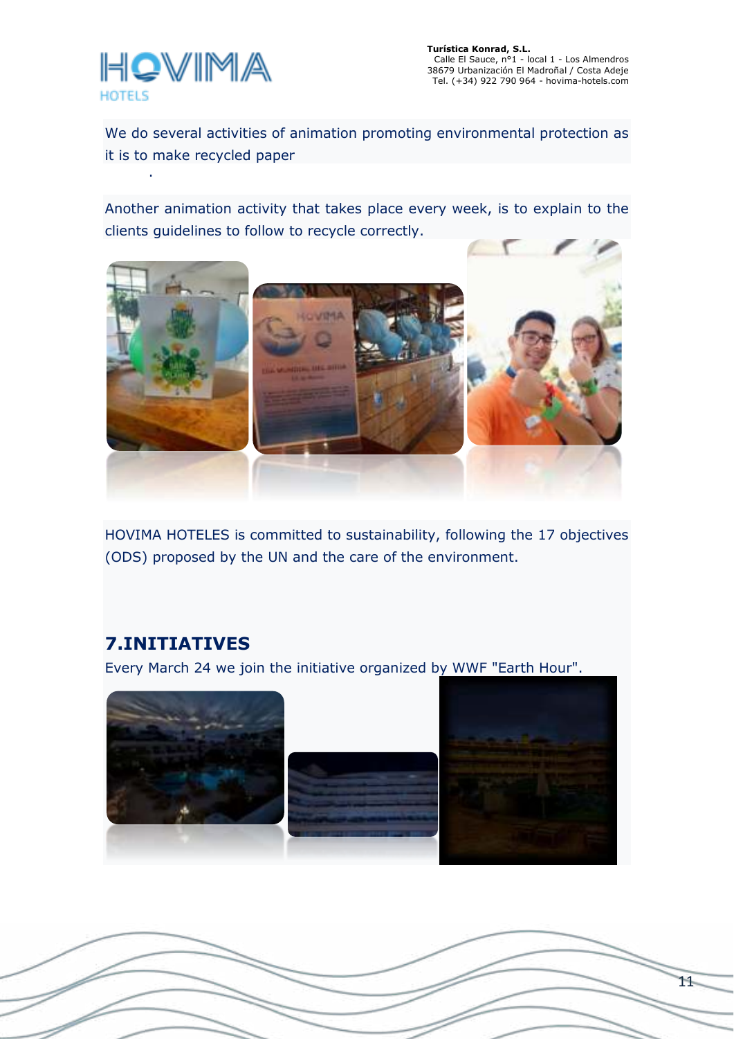We do several activities of animation promoting environmental protection as it is to make recycled paper

.

Another animation activity that takes place every week, is to explain to the clients guidelines to follow to recycle correctly.

HOVIMA HOTELES is committed to sustainability, following the 17 objectives (ODS) proposed by the UN and the care of the environment.

## 7.INITIATIVES

Every March 24 we join the initiative organized by WWF "Earth Hour".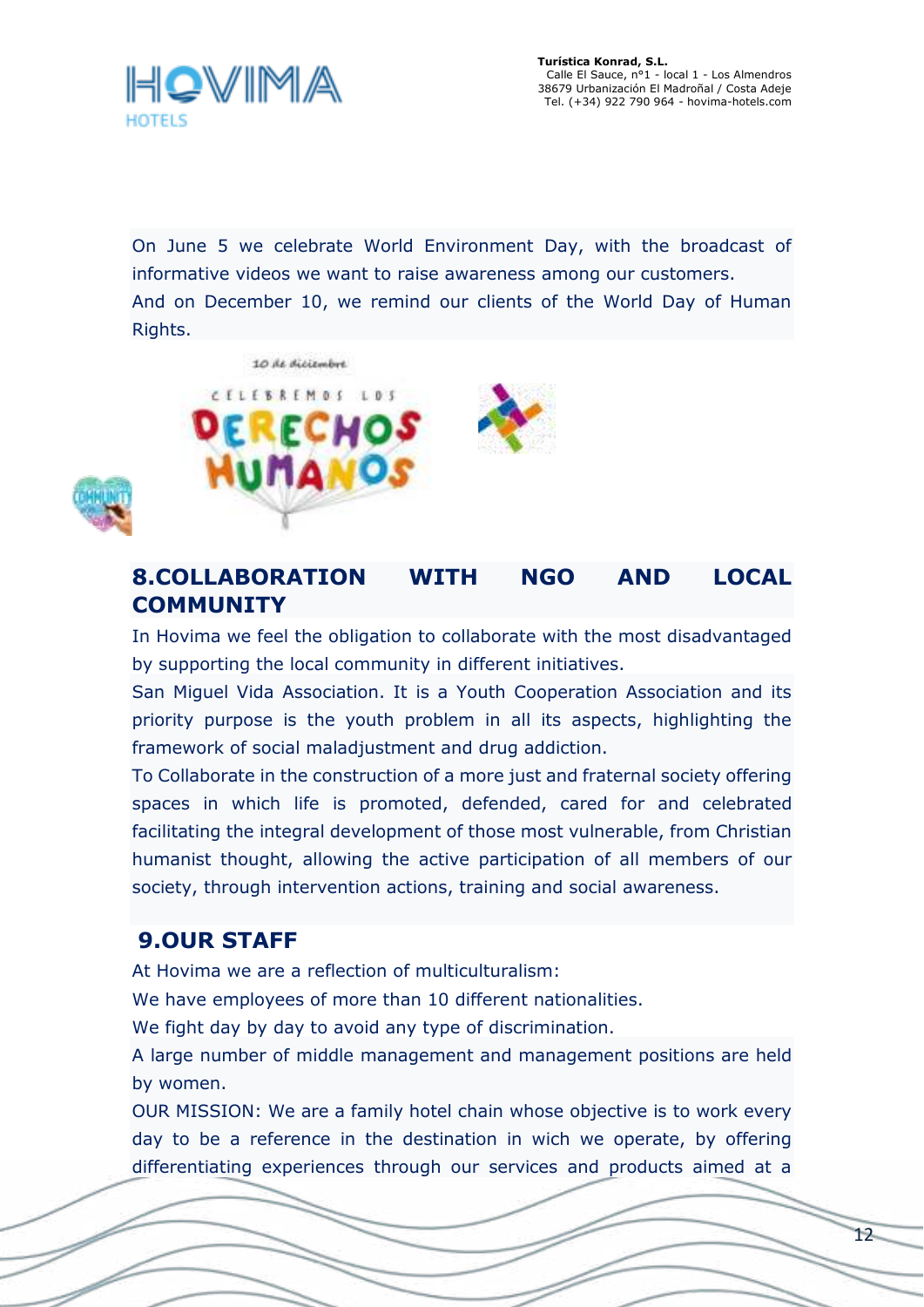On June 5 we celebrate World Environment Day, with the broadcast of informative videos we want to raise awareness among our customers.
And on December 10, we remind our clients of the World Day of Human Rights.

## 8.COLLABORATION WITH NGO AND LOCAL COMMUNITY

In Hovima we feel the obligation to collaborate with the most disadvantaged by supporting the local community in different initiatives.

San Miguel Vida Association. It is a Youth Cooperation Association and its priority purpose is the youth problem in all its aspects, highlighting the framework of social maladjustment and drug addiction.

To Collaborate in the construction of a more just and fraternal society offering spaces in which life is promoted, defended, cared for and celebrated facilitating the integral development of those most vulnerable, from Christian humanist thought, allowing the active participation of all members of our society, through intervention actions, training and social awareness.

## 9.OUR STAFF

At Hovima we are a reflection of multiculturalism:

We have employees of more than 10 different nationalities.

We fight day by day to avoid any type of discrimination.

A large number of middle management and management positions are held by women.

OUR MISSION: We are a family hotel chain whose objective is to work every day to be a reference in the destination in wich we operate, by offering differentiating experiences through our services and products aimed at a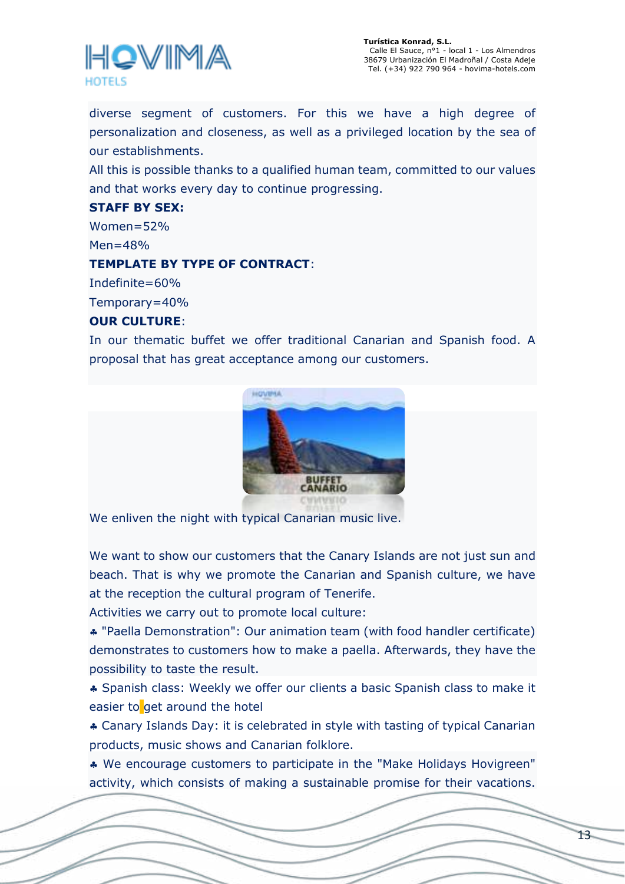diverse segment of customers. For this we have a high degree of personalization and closeness, as well as a privileged location by the sea of our establishments.

All this is possible thanks to a qualified human team, committed to our values and that works every day to continue progressing.

**STAFF BY SEX:**

Women=52%

Men=48%

**TEMPLATE BY TYPE OF CONTRACT**:

Indefinite=60%

Temporary=40%

**OUR CULTURE**:

In our thematic buffet we offer traditional Canarian and Spanish food. A proposal that has great acceptance among our customers.

We enliven the night with typical Canarian music live.

We want to show our customers that the Canary Islands are not just sun and beach. That is why we promote the Canarian and Spanish culture, we have at the reception the cultural program of Tenerife.

Activities we carry out to promote local culture:

♣ "Paella Demonstration": Our animation team (with food handler certificate) demonstrates to customers how to make a paella. Afterwards, they have the possibility to taste the result.

♣ Spanish class: Weekly we offer our clients a basic Spanish class to make it easier to get around the hotel

♣ Canary Islands Day: it is celebrated in style with tasting of typical Canarian products, music shows and Canarian folklore.

♣ We encourage customers to participate in the "Make Holidays Hovigreen" activity, which consists of making a sustainable promise for their vacations.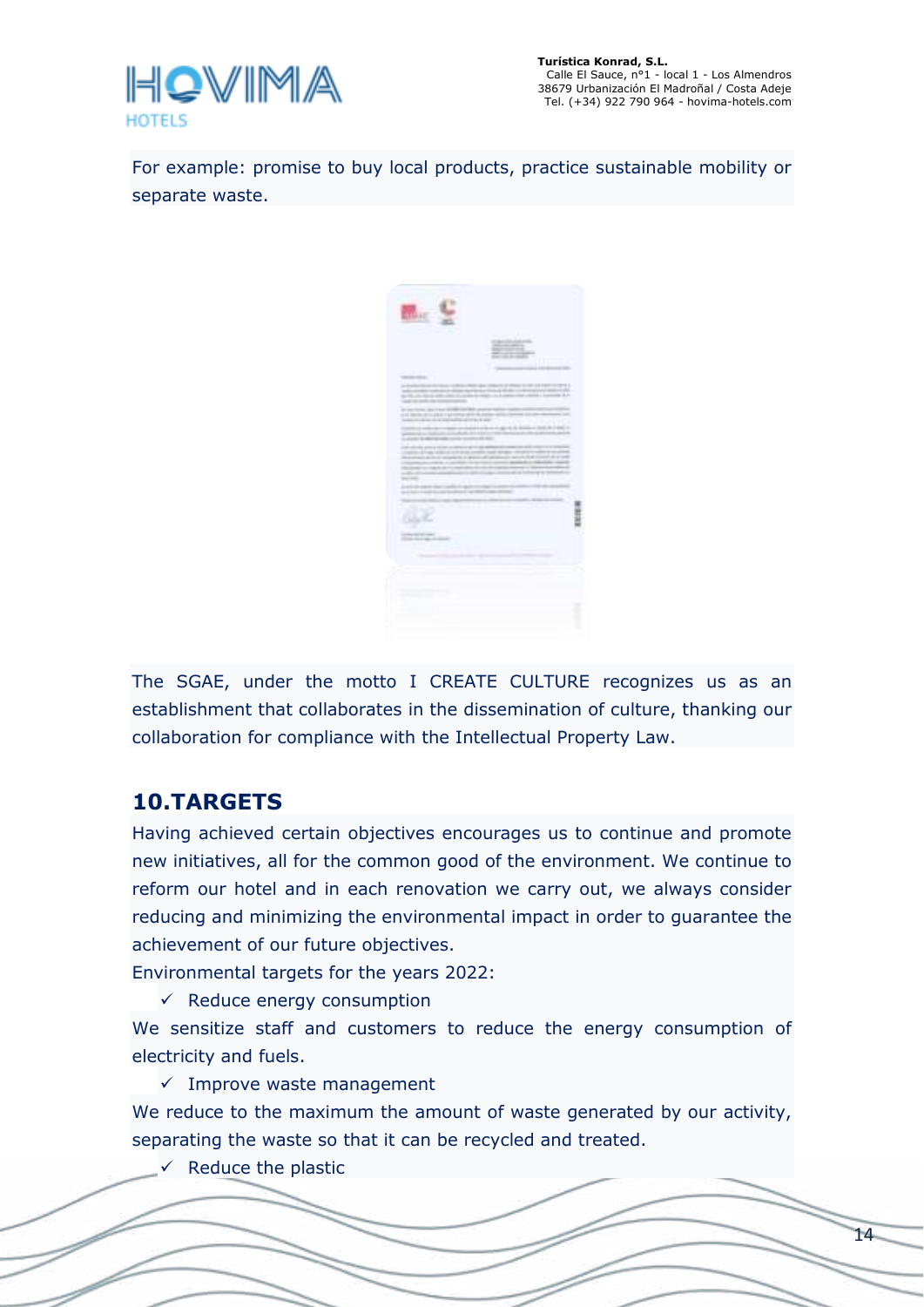For example: promise to buy local products, practice sustainable mobility or separate waste.

The SGAE, under the motto I CREATE CULTURE recognizes us as an establishment that collaborates in the dissemination of culture, thanking our collaboration for compliance with the Intellectual Property Law.

## 10.TARGETS

Having achieved certain objectives encourages us to continue and promote new initiatives, all for the common good of the environment. We continue to reform our hotel and in each renovation we carry out, we always consider reducing and minimizing the environmental impact in order to guarantee the achievement of our future objectives.

Environmental targets for the years 2022:

- ✓ Reduce energy consumption

We sensitize staff and customers to reduce the energy consumption of electricity and fuels.

- ✓ Improve waste management

We reduce to the maximum the amount of waste generated by our activity, separating the waste so that it can be recycled and treated.

- ✓ Reduce the plastic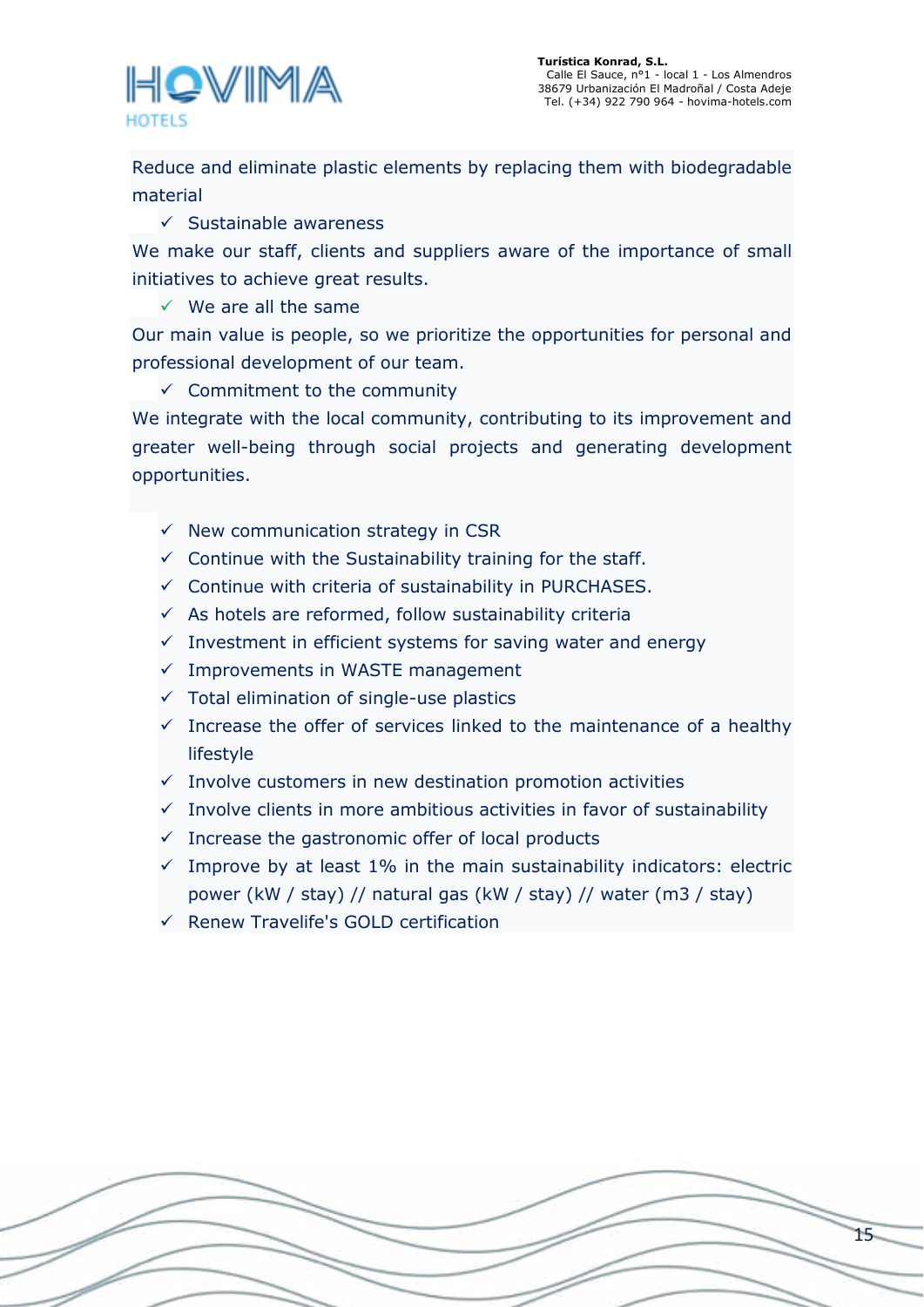Reduce and eliminate plastic elements by replacing them with biodegradable material

- ✓ Sustainable awareness

We make our staff, clients and suppliers aware of the importance of small initiatives to achieve great results.

- ✓ We are all the same

Our main value is people, so we prioritize the opportunities for personal and professional development of our team.

- ✓ Commitment to the community

We integrate with the local community, contributing to its improvement and greater well-being through social projects and generating development opportunities.

- ✓ New communication strategy in CSR
- ✓ Continue with the Sustainability training for the staff.
- ✓ Continue with criteria of sustainability in PURCHASES.
- ✓ As hotels are reformed, follow sustainability criteria
- ✓ Investment in efficient systems for saving water and energy
- ✓ Improvements in WASTE management
- ✓ Total elimination of single-use plastics
- ✓ Increase the offer of services linked to the maintenance of a healthy lifestyle
- ✓ Involve customers in new destination promotion activities
- ✓ Involve clients in more ambitious activities in favor of sustainability
- ✓ Increase the gastronomic offer of local products
- ✓ Improve by at least 1% in the main sustainability indicators: electric power (kW / stay) // natural gas (kW / stay) // water (m3 / stay)
- ✓ Renew Travelife's GOLD certification